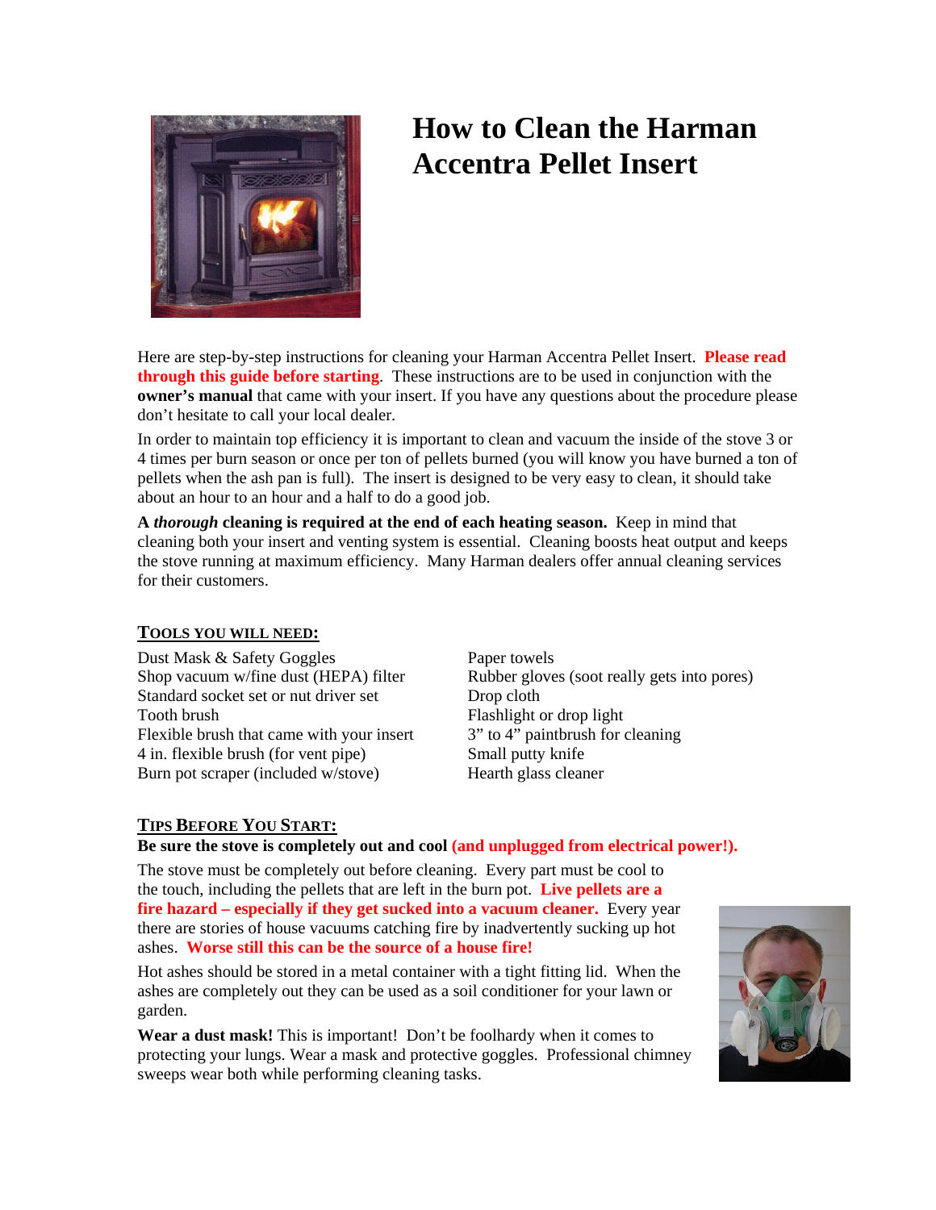# How to Clean the Harman Accentra Pellet Insert

Here are step-by-step instructions for cleaning your Harman Accentra Pellet Insert. **Please read through this guide before starting**. These instructions are to be used in conjunction with the **owner's manual** that came with your insert. If you have any questions about the procedure please don't hesitate to call your local dealer.

In order to maintain top efficiency it is important to clean and vacuum the inside of the stove 3 or 4 times per burn season or once per ton of pellets burned (you will know you have burned a ton of pellets when the ash pan is full). The insert is designed to be very easy to clean, it should take about an hour to an hour and a half to do a good job.

**A *thorough* cleaning is required at the end of each heating season.** Keep in mind that cleaning both your insert and venting system is essential. Cleaning boosts heat output and keeps the stove running at maximum efficiency. Many Harman dealers offer annual cleaning services for their customers.

## TOOLS YOU WILL NEED:

- Dust Mask & Safety Goggles
- Shop vacuum w/fine dust (HEPA) filter
- Standard socket set or nut driver set
- Tooth brush
- Flexible brush that came with your insert
- 4 in. flexible brush (for vent pipe)
- Burn pot scraper (included w/stove)
- Paper towels
- Rubber gloves (soot really gets into pores)
- Drop cloth
- Flashlight or drop light
- 3" to 4" paintbrush for cleaning
- Small putty knife
- Hearth glass cleaner

## TIPS BEFORE YOU START:

**Be sure the stove is completely out and cool (and unplugged from electrical power!).**

The stove must be completely out before cleaning. Every part must be cool to the touch, including the pellets that are left in the burn pot. **Live pellets are a fire hazard – especially if they get sucked into a vacuum cleaner.** Every year there are stories of house vacuums catching fire by inadvertently sucking up hot ashes. **Worse still this can be the source of a house fire!**

Hot ashes should be stored in a metal container with a tight fitting lid. When the ashes are completely out they can be used as a soil conditioner for your lawn or garden.

**Wear a dust mask!** This is important! Don't be foolhardy when it comes to protecting your lungs. Wear a mask and protective goggles. Professional chimney sweeps wear both while performing cleaning tasks.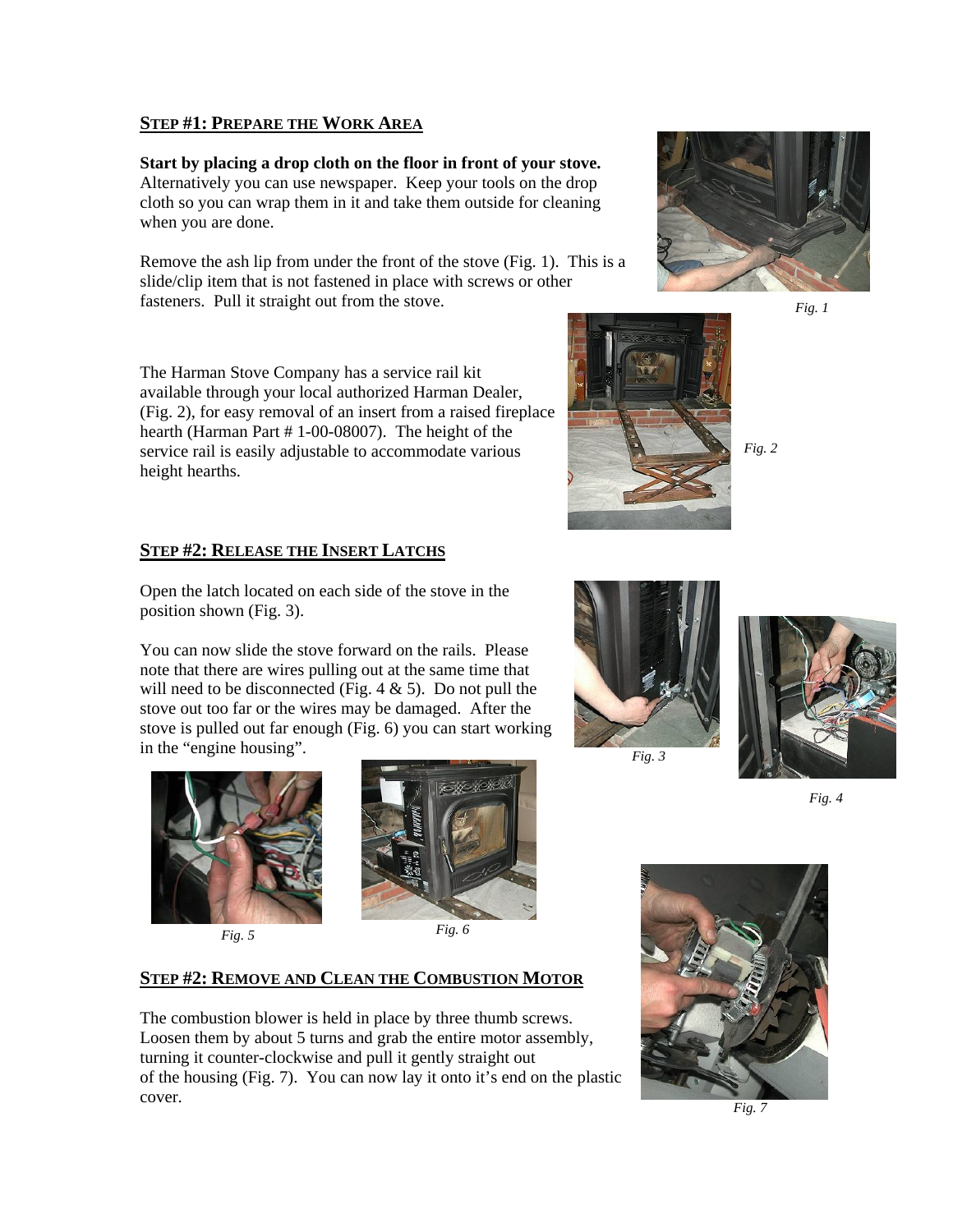## STEP #1: PREPARE THE WORK AREA

**Start by placing a drop cloth on the floor in front of your stove.** Alternatively you can use newspaper. Keep your tools on the drop cloth so you can wrap them in it and take them outside for cleaning when you are done.

Remove the ash lip from under the front of the stove (Fig. 1). This is a slide/clip item that is not fastened in place with screws or other fasteners. Pull it straight out from the stove.

*Fig. 1*

The Harman Stove Company has a service rail kit available through your local authorized Harman Dealer, (Fig. 2), for easy removal of an insert from a raised fireplace hearth (Harman Part # 1-00-08007). The height of the service rail is easily adjustable to accommodate various height hearths.

*Fig. 2*

## STEP #2: RELEASE THE INSERT LATCHS

Open the latch located on each side of the stove in the position shown (Fig. 3).

You can now slide the stove forward on the rails. Please note that there are wires pulling out at the same time that will need to be disconnected (Fig. 4 & 5). Do not pull the stove out too far or the wires may be damaged. After the stove is pulled out far enough (Fig. 6) you can start working in the "engine housing".

*Fig. 3*

*Fig. 4*

*Fig. 5*

*Fig. 6*

## STEP #2: REMOVE AND CLEAN THE COMBUSTION MOTOR

The combustion blower is held in place by three thumb screws. Loosen them by about 5 turns and grab the entire motor assembly, turning it counter-clockwise and pull it gently straight out of the housing (Fig. 7). You can now lay it onto it's end on the plastic cover.

*Fig. 7*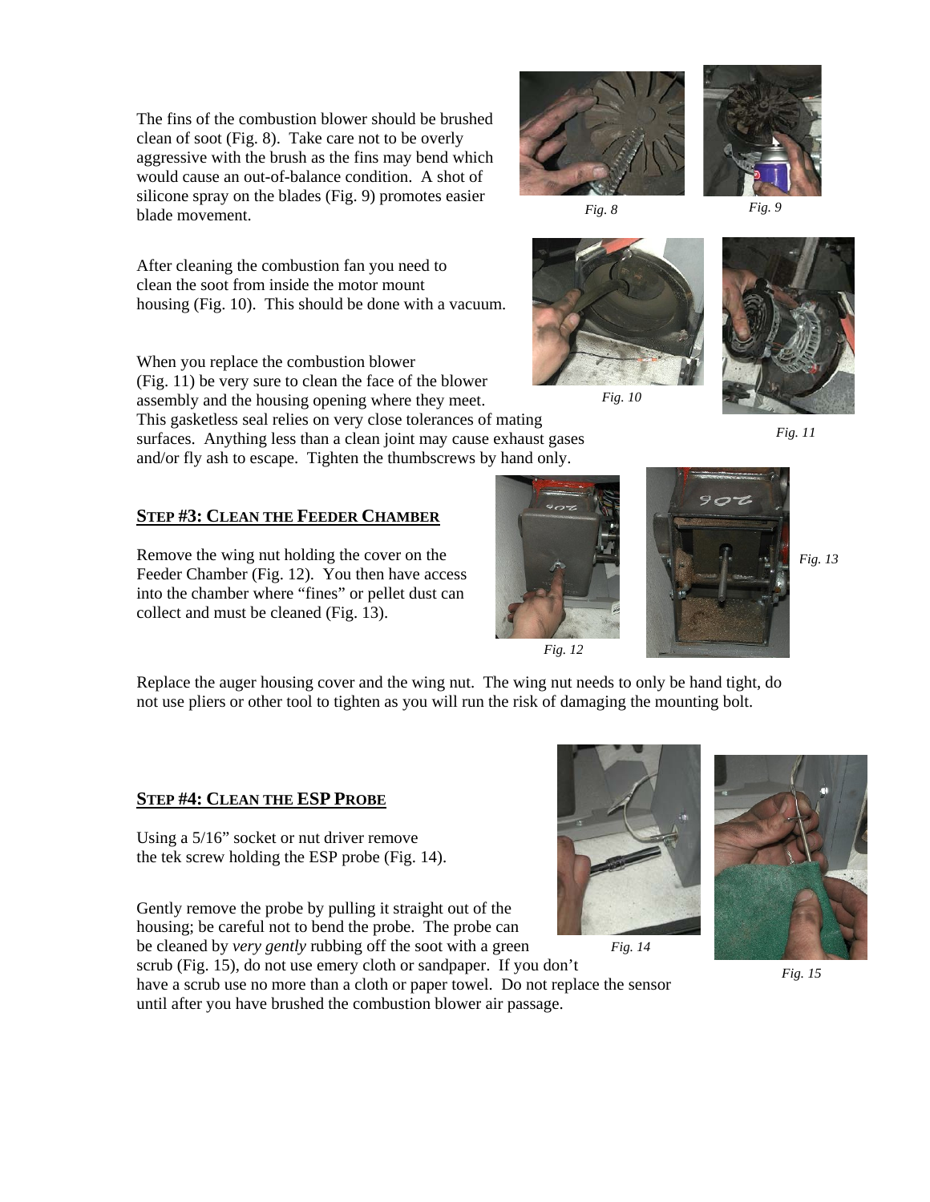The fins of the combustion blower should be brushed clean of soot (Fig. 8). Take care not to be overly aggressive with the brush as the fins may bend which would cause an out-of-balance condition. A shot of silicone spray on the blades (Fig. 9) promotes easier blade movement.

*Fig. 8*

*Fig. 9*

After cleaning the combustion fan you need to clean the soot from inside the motor mount housing (Fig. 10). This should be done with a vacuum.

*Fig. 10*

When you replace the combustion blower (Fig. 11) be very sure to clean the face of the blower assembly and the housing opening where they meet. This gasketless seal relies on very close tolerances of mating surfaces. Anything less than a clean joint may cause exhaust gases and/or fly ash to escape. Tighten the thumbscrews by hand only.

*Fig. 11*

## STEP #3: CLEAN THE FEEDER CHAMBER

Remove the wing nut holding the cover on the Feeder Chamber (Fig. 12). You then have access into the chamber where "fines" or pellet dust can collect and must be cleaned (Fig. 13).

*Fig. 12*

*Fig. 13*

Replace the auger housing cover and the wing nut. The wing nut needs to only be hand tight, do not use pliers or other tool to tighten as you will run the risk of damaging the mounting bolt.

## STEP #4: CLEAN THE ESP PROBE

Using a 5/16" socket or nut driver remove the tek screw holding the ESP probe (Fig. 14).

Gently remove the probe by pulling it straight out of the housing; be careful not to bend the probe. The probe can be cleaned by *very gently* rubbing off the soot with a green scrub (Fig. 15), do not use emery cloth or sandpaper. If you don't have a scrub use no more than a cloth or paper towel. Do not replace the sensor until after you have brushed the combustion blower air passage.

*Fig. 14*

*Fig. 15*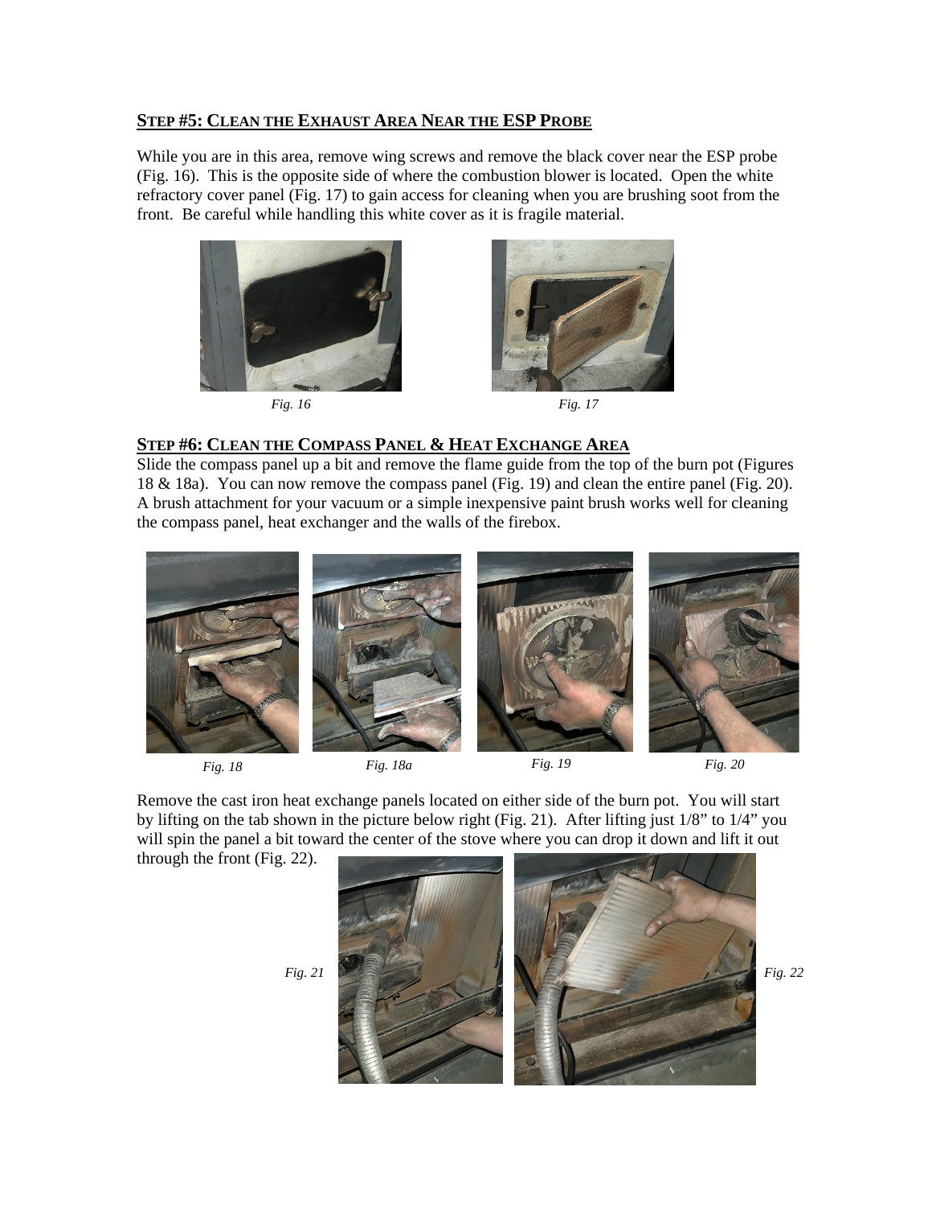## STEP #5: CLEAN THE EXHAUST AREA NEAR THE ESP PROBE

While you are in this area, remove wing screws and remove the black cover near the ESP probe (Fig. 16). This is the opposite side of where the combustion blower is located. Open the white refractory cover panel (Fig. 17) to gain access for cleaning when you are brushing soot from the front. Be careful while handling this white cover as it is fragile material.

*Fig. 16*

*Fig. 17*

## STEP #6: CLEAN THE COMPASS PANEL & HEAT EXCHANGE AREA

Slide the compass panel up a bit and remove the flame guide from the top of the burn pot (Figures 18 & 18a). You can now remove the compass panel (Fig. 19) and clean the entire panel (Fig. 20). A brush attachment for your vacuum or a simple inexpensive paint brush works well for cleaning the compass panel, heat exchanger and the walls of the firebox.

*Fig. 18*

*Fig. 18a*

*Fig. 19*

*Fig. 20*

Remove the cast iron heat exchange panels located on either side of the burn pot. You will start by lifting on the tab shown in the picture below right (Fig. 21). After lifting just 1/8" to 1/4" you will spin the panel a bit toward the center of the stove where you can drop it down and lift it out through the front (Fig. 22).

*Fig. 21*

*Fig. 22*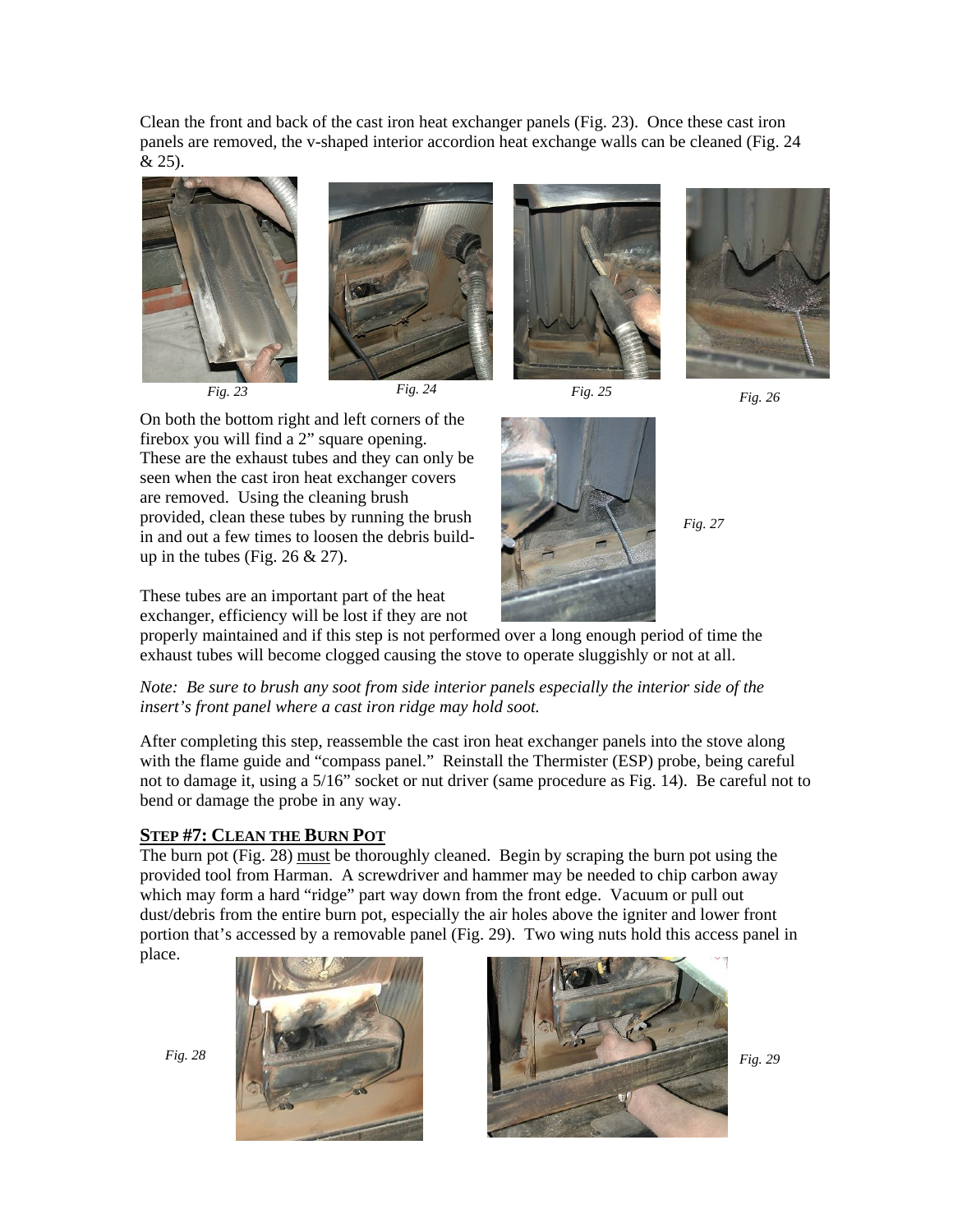Clean the front and back of the cast iron heat exchanger panels (Fig. 23). Once these cast iron panels are removed, the v-shaped interior accordion heat exchange walls can be cleaned (Fig. 24 & 25).

*Fig. 23*

*Fig. 24*

*Fig. 25*

*Fig. 26*

On both the bottom right and left corners of the firebox you will find a 2" square opening. These are the exhaust tubes and they can only be seen when the cast iron heat exchanger covers are removed. Using the cleaning brush provided, clean these tubes by running the brush in and out a few times to loosen the debris build-up in the tubes (Fig. 26 & 27).

*Fig. 27*

These tubes are an important part of the heat exchanger, efficiency will be lost if they are not properly maintained and if this step is not performed over a long enough period of time the exhaust tubes will become clogged causing the stove to operate sluggishly or not at all.

*Note: Be sure to brush any soot from side interior panels especially the interior side of the insert's front panel where a cast iron ridge may hold soot.*

After completing this step, reassemble the cast iron heat exchanger panels into the stove along with the flame guide and "compass panel." Reinstall the Thermister (ESP) probe, being careful not to damage it, using a 5/16" socket or nut driver (same procedure as Fig. 14). Be careful not to bend or damage the probe in any way.

## STEP #7: CLEAN THE BURN POT

The burn pot (Fig. 28) must be thoroughly cleaned. Begin by scraping the burn pot using the provided tool from Harman. A screwdriver and hammer may be needed to chip carbon away which may form a hard "ridge" part way down from the front edge. Vacuum or pull out dust/debris from the entire burn pot, especially the air holes above the igniter and lower front portion that's accessed by a removable panel (Fig. 29). Two wing nuts hold this access panel in place.

*Fig. 28*

*Fig. 29*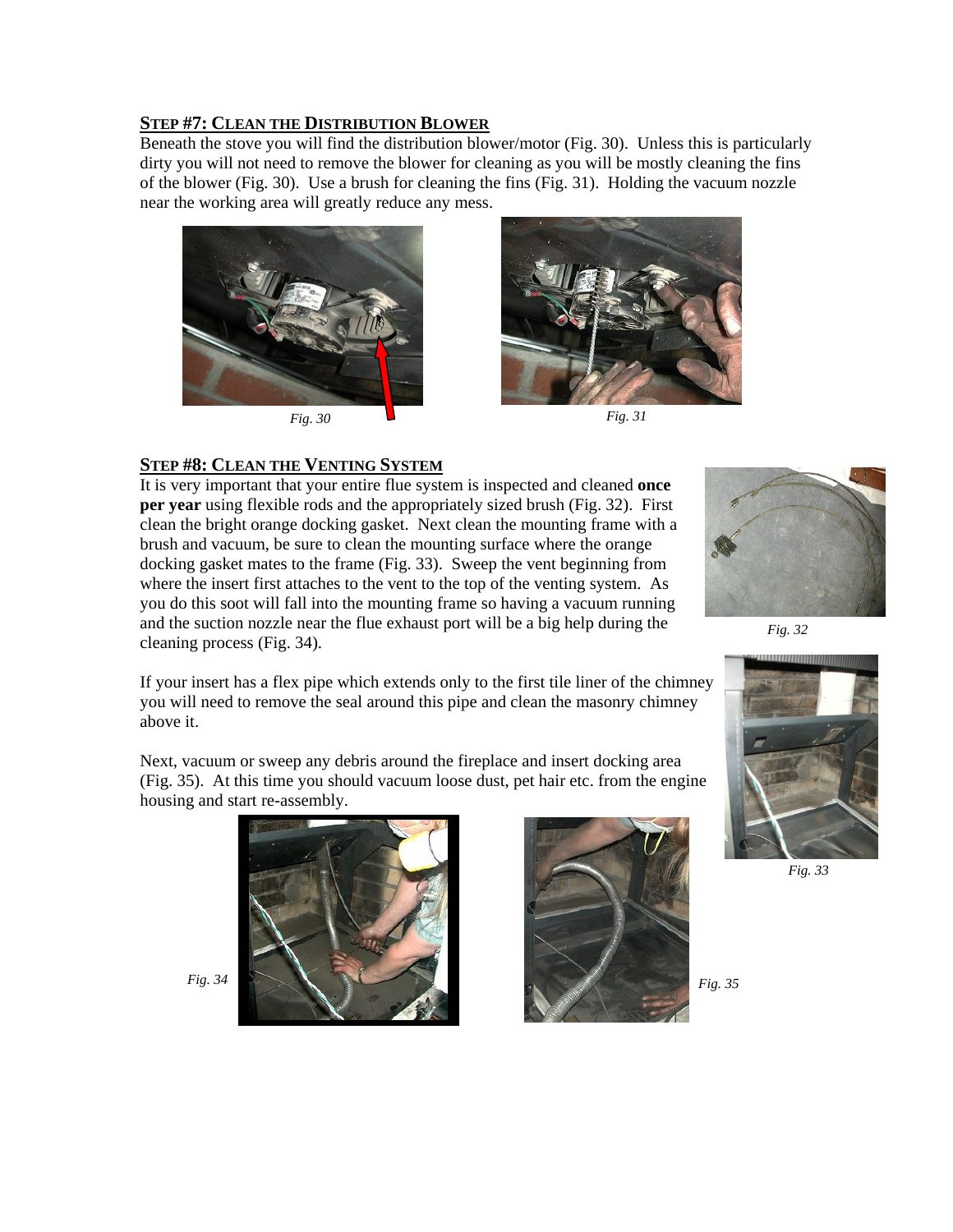## Step #7: Clean the Distribution Blower

Beneath the stove you will find the distribution blower/motor (Fig. 30). Unless this is particularly dirty you will not need to remove the blower for cleaning as you will be mostly cleaning the fins of the blower (Fig. 30). Use a brush for cleaning the fins (Fig. 31). Holding the vacuum nozzle near the working area will greatly reduce any mess.

*Fig. 30*

*Fig. 31*

## Step #8: Clean the Venting System

It is very important that your entire flue system is inspected and cleaned **once per year** using flexible rods and the appropriately sized brush (Fig. 32). First clean the bright orange docking gasket. Next clean the mounting frame with a brush and vacuum, be sure to clean the mounting surface where the orange docking gasket mates to the frame (Fig. 33). Sweep the vent beginning from where the insert first attaches to the vent to the top of the venting system. As you do this soot will fall into the mounting frame so having a vacuum running and the suction nozzle near the flue exhaust port will be a big help during the cleaning process (Fig. 34).

*Fig. 32*

If your insert has a flex pipe which extends only to the first tile liner of the chimney you will need to remove the seal around this pipe and clean the masonry chimney above it.

Next, vacuum or sweep any debris around the fireplace and insert docking area (Fig. 35). At this time you should vacuum loose dust, pet hair etc. from the engine housing and start re-assembly.

*Fig. 33*

*Fig. 34*

*Fig. 35*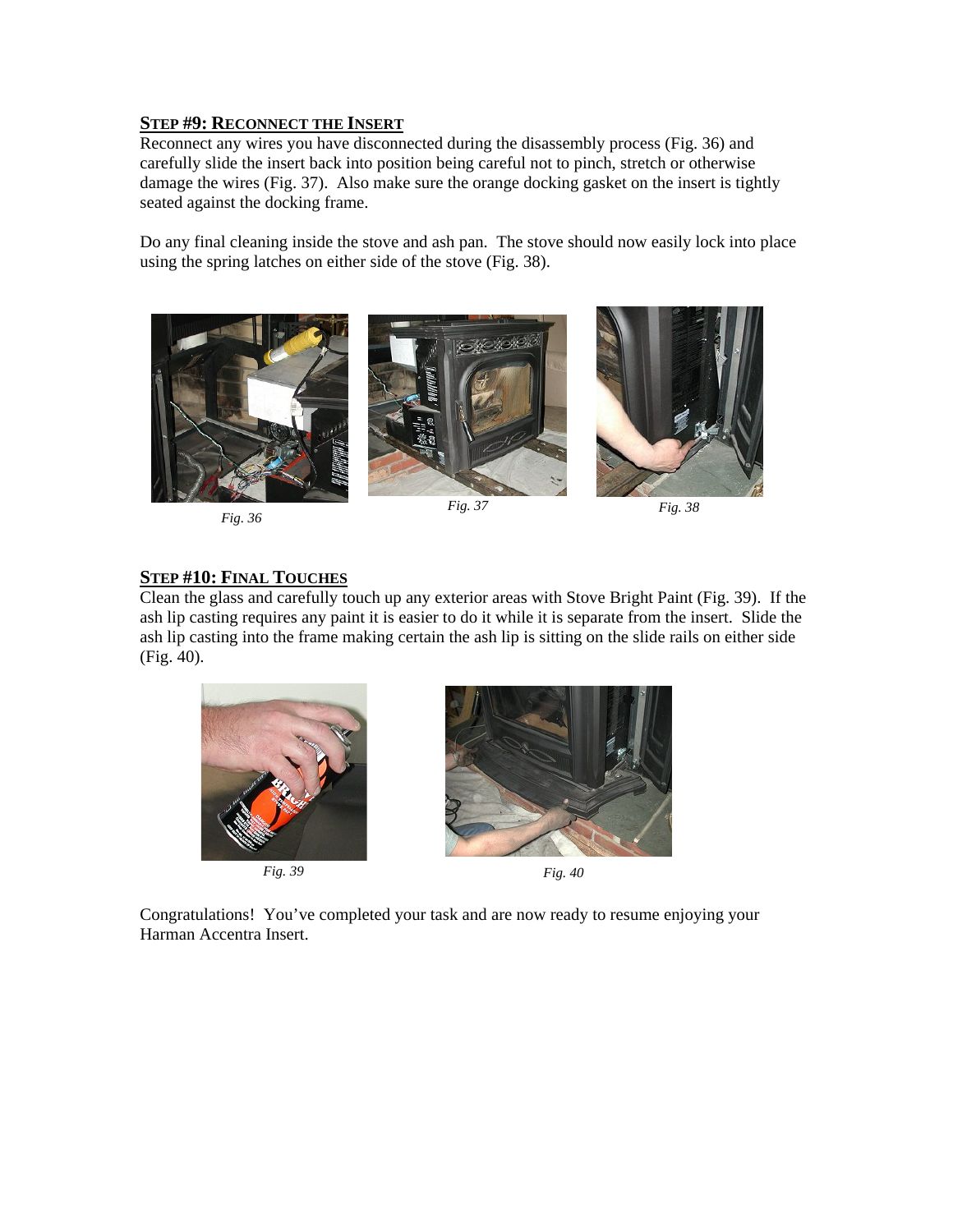## STEP #9: RECONNECT THE INSERT

Reconnect any wires you have disconnected during the disassembly process (Fig. 36) and carefully slide the insert back into position being careful not to pinch, stretch or otherwise damage the wires (Fig. 37). Also make sure the orange docking gasket on the insert is tightly seated against the docking frame.

Do any final cleaning inside the stove and ash pan. The stove should now easily lock into place using the spring latches on either side of the stove (Fig. 38).

*Fig. 36*

*Fig. 37*

*Fig. 38*

## STEP #10: FINAL TOUCHES

Clean the glass and carefully touch up any exterior areas with Stove Bright Paint (Fig. 39). If the ash lip casting requires any paint it is easier to do it while it is separate from the insert. Slide the ash lip casting into the frame making certain the ash lip is sitting on the slide rails on either side (Fig. 40).

*Fig. 39*

*Fig. 40*

Congratulations! You've completed your task and are now ready to resume enjoying your Harman Accentra Insert.